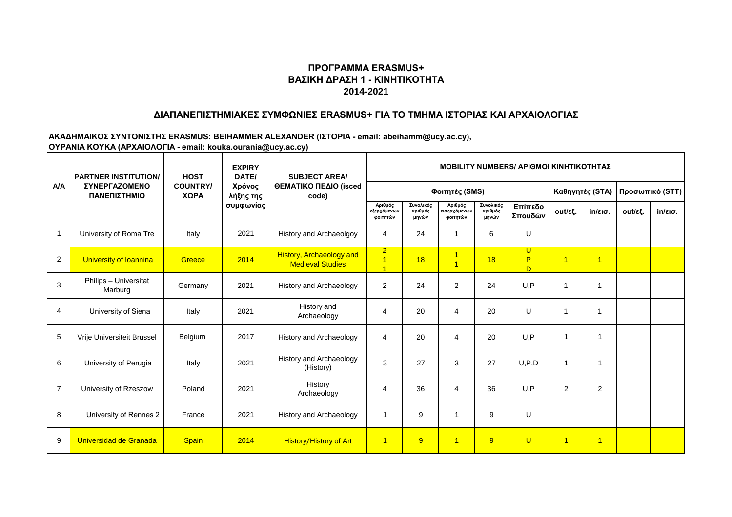## ΠΡΟΓΡΑΜΜΑ ERASMUS+
## ΒΑΣΙΚΗ ΔΡΑΣΗ 1 - ΚΙΝΗΤΙΚΟΤΗΤΑ
## 2014-2021

### ΔΙΑΠΑΝΕΠΙΣΤΗΜΙΑΚΕΣ ΣΥΜΦΩΝΙΕΣ ERASMUS+ ΓΙΑ ΤΟ ΤΜΗΜΑ ΙΣΤΟΡΙΑΣ ΚΑΙ ΑΡΧΑΙΟΛΟΓΙΑΣ

**ΑΚΑΔΗΜΑΙΚΟΣ ΣΥΝΤΟΝΙΣΤΗΣ ERASMUS: BEIHAMMER ALEXANDER (ΙΣΤΟΡΙΑ - email: abeihamm@ucy.ac.cy), ΟΥΡΑΝΙΑ ΚΟΥΚΑ (ΑΡΧΑΙΟΛΟΓΙΑ - email: kouka.ourania@ucy.ac.cy)**

| A/A | PARTNER INSTITUTION/ ΣΥΝΕΡΓΑΖΟΜΕΝΟ ΠΑΝΕΠΙΣΤΗΜΙΟ | HOST COUNTRY/ ΧΩΡΑ | EXPIRY DATE/ Χρόνος λήξης της συμφωνίας | SUBJECT AREA/ ΘΕΜΑΤΙΚΟ ΠΕΔΙΟ (isced code) | MOBILITY NUMBERS/ ΑΡΙΘΜΟΙ ΚΙΝΗΤΙΚΟΤΗΤΑΣ | | | | | | | | |
|---|---|---|---|---|---|---|---|---|---|---|---|---|---|
| | | | | | Φοιτητές (SMS) | | | | | Καθηγητές (STA) | | Προσωπικό (STT) | |
| | | | | | Αριθμός εξερχόμενων φοιτητών | Συνολικός αριθμός μηνών | Αριθμός εισερχόμενων φοιτητών | Συνολικός αριθμός μηνών | Επίπεδο Σπουδών | out/εξ. | in/εισ. | out/εξ. | in/εισ. |
| 1 | University of Roma Tre | Italy | 2021 | History and Archaelogy | 4 | 24 | 1 | 6 | U | | | | |
| 2 | University of Ioannina | Greece | 2014 | History, Archaeology and Medieval Studies | 2<br>1<br>1 | 18 | 1<br>1 | 18 | U<br>P<br>D | 1 | 1 | | |
| 3 | Philips – Universitat Marburg | Germany | 2021 | History and Archaeology | 2 | 24 | 2 | 24 | U,P | 1 | 1 | | |
| 4 | University of Siena | Italy | 2021 | History and Archaeology | 4 | 20 | 4 | 20 | U | 1 | 1 | | |
| 5 | Vrije Universiteit Brussel | Belgium | 2017 | History and Archaeology | 4 | 20 | 4 | 20 | U,P | 1 | 1 | | |
| 6 | University of Perugia | Italy | 2021 | History and Archaeology (History) | 3 | 27 | 3 | 27 | U,P,D | 1 | 1 | | |
| 7 | University of Rzeszow | Poland | 2021 | History<br>Archaeology | 4 | 36 | 4 | 36 | U,P | 2 | 2 | | |
| 8 | University of Rennes 2 | France | 2021 | History and Archaeology | 1 | 9 | 1 | 9 | U | | | | |
| 9 | Universidad de Granada | Spain | 2014 | History/History of Art | 1 | 9 | 1 | 9 | U | 1 | 1 | | |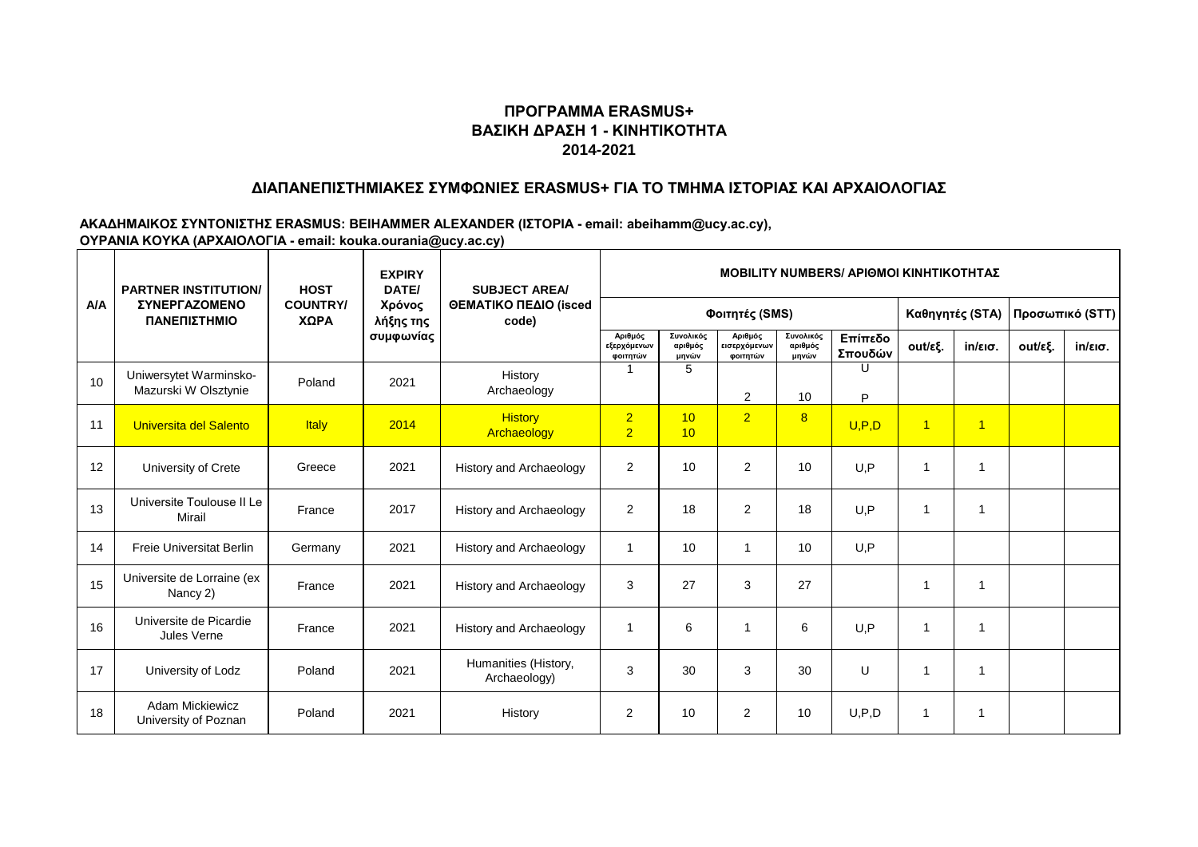# ΠΡΟΓΡΑΜΜΑ ERASMUS+
# ΒΑΣΙΚΗ ΔΡΑΣΗ 1 - ΚΙΝΗΤΙΚΟΤΗΤΑ
# 2014-2021

## ΔΙΑΠΑΝΕΠΙΣΤΗΜΙΑΚΕΣ ΣΥΜΦΩΝΙΕΣ ERASMUS+ ΓΙΑ ΤΟ ΤΜΗΜΑ ΙΣΤΟΡΙΑΣ ΚΑΙ ΑΡΧΑΙΟΛΟΓΙΑΣ

**ΑΚΑΔΗΜΑΙΚΟΣ ΣΥΝΤΟΝΙΣΤΗΣ ERASMUS: BEIHAMMER ALEXANDER (ΙΣΤΟΡΙΑ - email: abeihamm@ucy.ac.cy), ΟΥΡΑΝΙΑ ΚΟΥΚΑ (ΑΡΧΑΙΟΛΟΓΙΑ - email: kouka.ourania@ucy.ac.cy)**

| A/A | PARTNER INSTITUTION/ ΣΥΝΕΡΓΑΖΟΜΕΝΟ ΠΑΝΕΠΙΣΤΗΜΙΟ | HOST COUNTRY/ ΧΩΡΑ | EXPIRY DATE/ Χρόνος λήξης της συμφωνίας | SUBJECT AREA/ ΘΕΜΑΤΙΚΟ ΠΕΔΙΟ (isced code) | MOBILITY NUMBERS/ ΑΡΙΘΜΟΙ ΚΙΝΗΤΙΚΟΤΗΤΑΣ | | | | | | | | |
|---|---|---|---|---|---|---|---|---|---|---|---|---|---|
| | | | | | Φοιτητές (SMS) | | | | | Καθηγητές (STA) | | Προσωπικό (STT) | |
| | | | | | Αριθμός εξερχόμενων φοιτητών | Συνολικός αριθμός μηνών | Αριθμός εισερχόμενων φοιτητών | Συνολικός αριθμός μηνών | Επίπεδο Σπουδών | out/εξ. | in/εισ. | out/εξ. | in/εισ. |
| 10 | Uniwersytet Warminsko-Mazurski W Olsztynie | Poland | 2021 | History<br>Archaeology | 1 | 5 | 2 | 10 | U<br>P | | | | |
| 11 | Universita del Salento | Italy | 2014 | History<br>Archaeology | 2<br>2 | 10<br>10 | 2 | 8 | U,P,D | 1 | 1 | | |
| 12 | University of Crete | Greece | 2021 | History and Archaeology | 2 | 10 | 2 | 10 | U,P | 1 | 1 | | |
| 13 | Universite Toulouse II Le Mirail | France | 2017 | History and Archaeology | 2 | 18 | 2 | 18 | U,P | 1 | 1 | | |
| 14 | Freie Universitat Berlin | Germany | 2021 | History and Archaeology | 1 | 10 | 1 | 10 | U,P | | | | |
| 15 | Universite de Lorraine (ex Nancy 2) | France | 2021 | History and Archaeology | 3 | 27 | 3 | 27 | | 1 | 1 | | |
| 16 | Universite de Picardie Jules Verne | France | 2021 | History and Archaeology | 1 | 6 | 1 | 6 | U,P | 1 | 1 | | |
| 17 | University of Lodz | Poland | 2021 | Humanities (History, Archaeology) | 3 | 30 | 3 | 30 | U | 1 | 1 | | |
| 18 | Adam Mickiewicz University of Poznan | Poland | 2021 | History | 2 | 10 | 2 | 10 | U,P,D | 1 | 1 | | |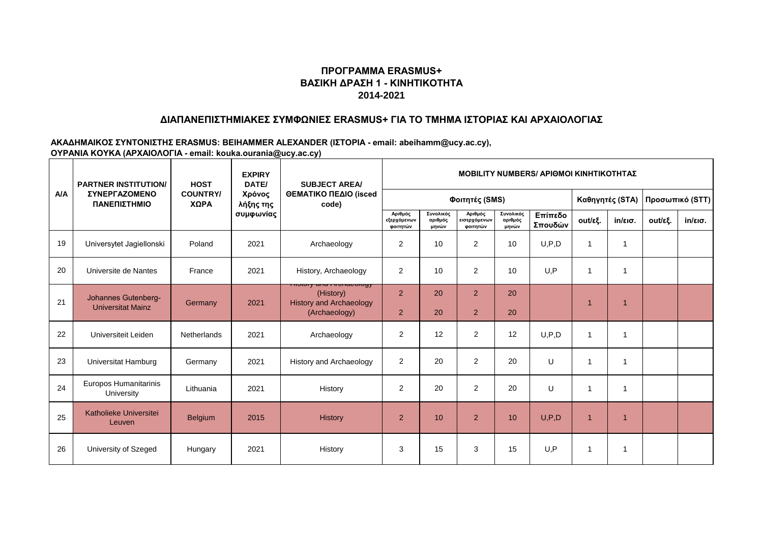# ΠΡΟΓΡΑΜΜΑ ERASMUS+
## ΒΑΣΙΚΗ ΔΡΑΣΗ 1 - ΚΙΝΗΤΙΚΟΤΗΤΑ
## 2014-2021

### ΔΙΑΠΑΝΕΠΙΣΤΗΜΙΑΚΕΣ ΣΥΜΦΩΝΙΕΣ ERASMUS+ ΓΙΑ ΤΟ ΤΜΗΜΑ ΙΣΤΟΡΙΑΣ ΚΑΙ ΑΡΧΑΙΟΛΟΓΙΑΣ

**ΑΚΑΔΗΜΑΙΚΟΣ ΣΥΝΤΟΝΙΣΤΗΣ ERASMUS: BEIHAMMER ALEXANDER (ΙΣΤΟΡΙΑ - email: abeihamm@ucy.ac.cy), ΟΥΡΑΝΙΑ ΚΟΥΚΑ (ΑΡΧΑΙΟΛΟΓΙΑ - email: kouka.ourania@ucy.ac.cy)**

| A/A | PARTNER INSTITUTION/ ΣΥΝΕΡΓΑΖΟΜΕΝΟ ΠΑΝΕΠΙΣΤΗΜΙΟ | HOST COUNTRY/ ΧΩΡΑ | EXPIRY DATE/ Χρόνος λήξης της συμφωνίας | SUBJECT AREA/ ΘΕΜΑΤΙΚΟ ΠΕΔΙΟ (isced code) | MOBILITY NUMBERS/ ΑΡΙΘΜΟΙ ΚΙΝΗΤΙΚΟΤΗΤΑΣ | | | | | | | | |
|---|---|---|---|---|---|---|---|---|---|---|---|---|---|
| | | | | | Φοιτητές (SMS) | | | | | Καθηγητές (STA) | | Προσωπικό (STT) | |
| | | | | | Αριθμός εξερχόμενων φοιτητών | Συνολικός αριθμός μηνών | Αριθμός εισερχόμενων φοιτητών | Συνολικός αριθμός μηνών | Επίπεδο Σπουδών | out/εξ. | in/εισ. | out/εξ. | in/εισ. |
| 19 | Universytet Jagiellonski | Poland | 2021 | Archaeology | 2 | 10 | 2 | 10 | U,P,D | 1 | 1 | | |
| 20 | Universite de Nantes | France | 2021 | History, Archaeology | 2 | 10 | 2 | 10 | U,P | 1 | 1 | | |
| 21 | Johannes Gutenberg-Universitat Mainz | Germany | 2021 | History and Archaeology (History)<br>History and Archaeology (Archaeology) | 2<br>2 | 20<br>20 | 2<br>2 | 20<br>20 | | 1 | 1 | | |
| 22 | Universiteit Leiden | Netherlands | 2021 | Archaeology | 2 | 12 | 2 | 12 | U,P,D | 1 | 1 | | |
| 23 | Universitat Hamburg | Germany | 2021 | History and Archaeology | 2 | 20 | 2 | 20 | U | 1 | 1 | | |
| 24 | Europos Humanitarinis University | Lithuania | 2021 | History | 2 | 20 | 2 | 20 | U | 1 | 1 | | |
| 25 | Katholieke Universitei Leuven | Belgium | 2015 | History | 2 | 10 | 2 | 10 | U,P,D | 1 | 1 | | |
| 26 | University of Szeged | Hungary | 2021 | History | 3 | 15 | 3 | 15 | U,P | 1 | 1 | | |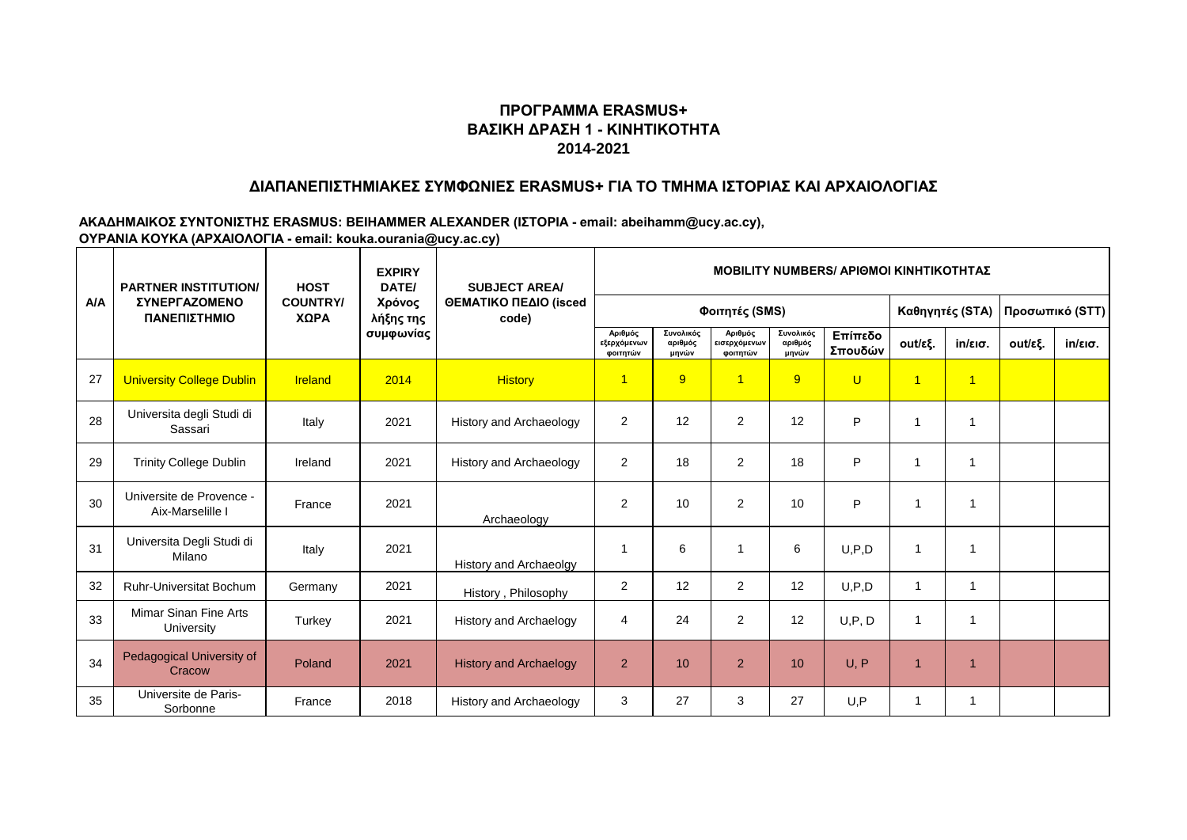# ΠΡΟΓΡΑΜΜΑ ERASMUS+
# ΒΑΣΙΚΗ ΔΡΑΣΗ 1 - ΚΙΝΗΤΙΚΟΤΗΤΑ
# 2014-2021

## ΔΙΑΠΑΝΕΠΙΣΤΗΜΙΑΚΕΣ ΣΥΜΦΩΝΙΕΣ ERASMUS+ ΓΙΑ ΤΟ ΤΜΗΜΑ ΙΣΤΟΡΙΑΣ ΚΑΙ ΑΡΧΑΙΟΛΟΓΙΑΣ

**ΑΚΑΔΗΜΑΙΚΟΣ ΣΥΝΤΟΝΙΣΤΗΣ ERASMUS: BEIHAMMER ALEXANDER (ΙΣΤΟΡΙΑ - email: abeihamm@ucy.ac.cy),**
**ΟΥΡΑΝΙΑ ΚΟΥΚΑ (ΑΡΧΑΙΟΛΟΓΙΑ - email: kouka.ourania@ucy.ac.cy)**

| Α/Α | PARTNER INSTITUTION/ ΣΥΝΕΡΓΑΖΟΜΕΝΟ ΠΑΝΕΠΙΣΤΗΜΙΟ | HOST COUNTRY/ ΧΩΡΑ | EXPIRY DATE/ Χρόνος λήξης της συμφωνίας | SUBJECT AREA/ ΘΕΜΑΤΙΚΟ ΠΕΔΙΟ (isced code) | MOBILITY NUMBERS/ ΑΡΙΘΜΟΙ ΚΙΝΗΤΙΚΟΤΗΤΑΣ | | | | | | | | |
|---|---|---|---|---|---|---|---|---|---|---|---|---|---|
| | | | | | Φοιτητές (SMS) | | | | | Καθηγητές (STA) | | Προσωπικό (STT) | |
| | | | | | Αριθμός εξερχόμενων φοιτητών | Συνολικός αριθμός μηνών | Αριθμός εισερχόμενων φοιτητών | Συνολικός αριθμός μηνών | Επίπεδο Σπουδών | out/εξ. | in/εισ. | out/εξ. | in/εισ. |
| 27 | University College Dublin | Ireland | 2014 | History | 1 | 9 | 1 | 9 | U | 1 | 1 | | |
| 28 | Universita degli Studi di Sassari | Italy | 2021 | History and Archaeology | 2 | 12 | 2 | 12 | P | 1 | 1 | | |
| 29 | Trinity College Dublin | Ireland | 2021 | History and Archaeology | 2 | 18 | 2 | 18 | P | 1 | 1 | | |
| 30 | Universite de Provence - Aix-Marselille I | France | 2021 | Archaeology | 2 | 10 | 2 | 10 | P | 1 | 1 | | |
| 31 | Universita Degli Studi di Milano | Italy | 2021 | History and Archaeolgy | 1 | 6 | 1 | 6 | U,P,D | 1 | 1 | | |
| 32 | Ruhr-Universitat Bochum | Germany | 2021 | History , Philosophy | 2 | 12 | 2 | 12 | U,P,D | 1 | 1 | | |
| 33 | Mimar Sinan Fine Arts University | Turkey | 2021 | History and Archaelogy | 4 | 24 | 2 | 12 | U,P, D | 1 | 1 | | |
| 34 | Pedagogical University of Cracow | Poland | 2021 | History and Archaelogy | 2 | 10 | 2 | 10 | U, P | 1 | 1 | | |
| 35 | Universite de Paris-Sorbonne | France | 2018 | History and Archaeology | 3 | 27 | 3 | 27 | U,P | 1 | 1 | | |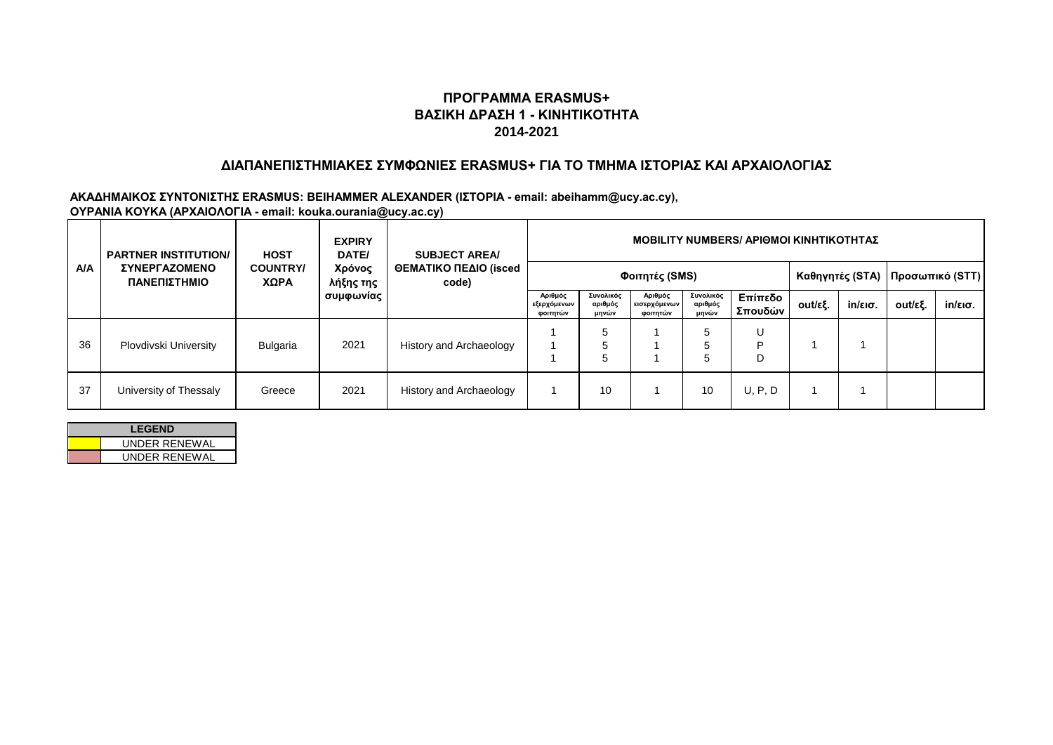## ΠΡΟΓΡΑΜΜΑ ERASMUS+
## ΒΑΣΙΚΗ ΔΡΑΣΗ 1 - ΚΙΝΗΤΙΚΟΤΗΤΑ
## 2014-2021

### ΔΙΑΠΑΝΕΠΙΣΤΗΜΙΑΚΕΣ ΣΥΜΦΩΝΙΕΣ ERASMUS+ ΓΙΑ ΤΟ ΤΜΗΜΑ ΙΣΤΟΡΙΑΣ ΚΑΙ ΑΡΧΑΙΟΛΟΓΙΑΣ

**ΑΚΑΔΗΜΑΙΚΟΣ ΣΥΝΤΟΝΙΣΤΗΣ ERASMUS: BEIHAMMER ALEXANDER (ΙΣΤΟΡΙΑ - email: abeihamm@ucy.ac.cy),**
**ΟΥΡΑΝΙΑ ΚΟΥΚΑ (ΑΡΧΑΙΟΛΟΓΙΑ - email: kouka.ourania@ucy.ac.cy)**

| Α/Α | PARTNER INSTITUTION/ ΣΥΝΕΡΓΑΖΟΜΕΝΟ ΠΑΝΕΠΙΣΤΗΜΙΟ | HOST COUNTRY/ ΧΩΡΑ | EXPIRY DATE/ Χρόνος λήξης της συμφωνίας | SUBJECT AREA/ ΘΕΜΑΤΙΚΟ ΠΕΔΙΟ (isced code) | MOBILITY NUMBERS/ ΑΡΙΘΜΟΙ ΚΙΝΗΤΙΚΟΤΗΤΑΣ | | | | | | | | |
|---|---|---|---|---|---|---|---|---|---|---|---|---|---|
| | | | | | Φοιτητές (SMS) | | | | | Καθηγητές (STA) | | Προσωπικό (STT) | |
| | | | | | Αριθμός εξερχόμενων φοιτητών | Συνολικός αριθμός μηνών | Αριθμός εισερχόμενων φοιτητών | Συνολικός αριθμός μηνών | Επίπεδο Σπουδών | out/εξ. | in/εισ. | out/εξ. | in/εισ. |
| 36 | Plovdivski University | Bulgaria | 2021 | History and Archaeology | 1<br>1<br>1 | 5<br>5<br>5 | 1<br>1<br>1 | 5<br>5<br>5 | U<br>P<br>D | 1 | 1 | | |
| 37 | University of Thessaly | Greece | 2021 | History and Archaeology | 1 | 10 | 1 | 10 | U, P, D | 1 | 1 | | |

| LEGEND | |
|---|---|
| (yellow) | UNDER RENEWAL |
| (pink) | UNDER RENEWAL |